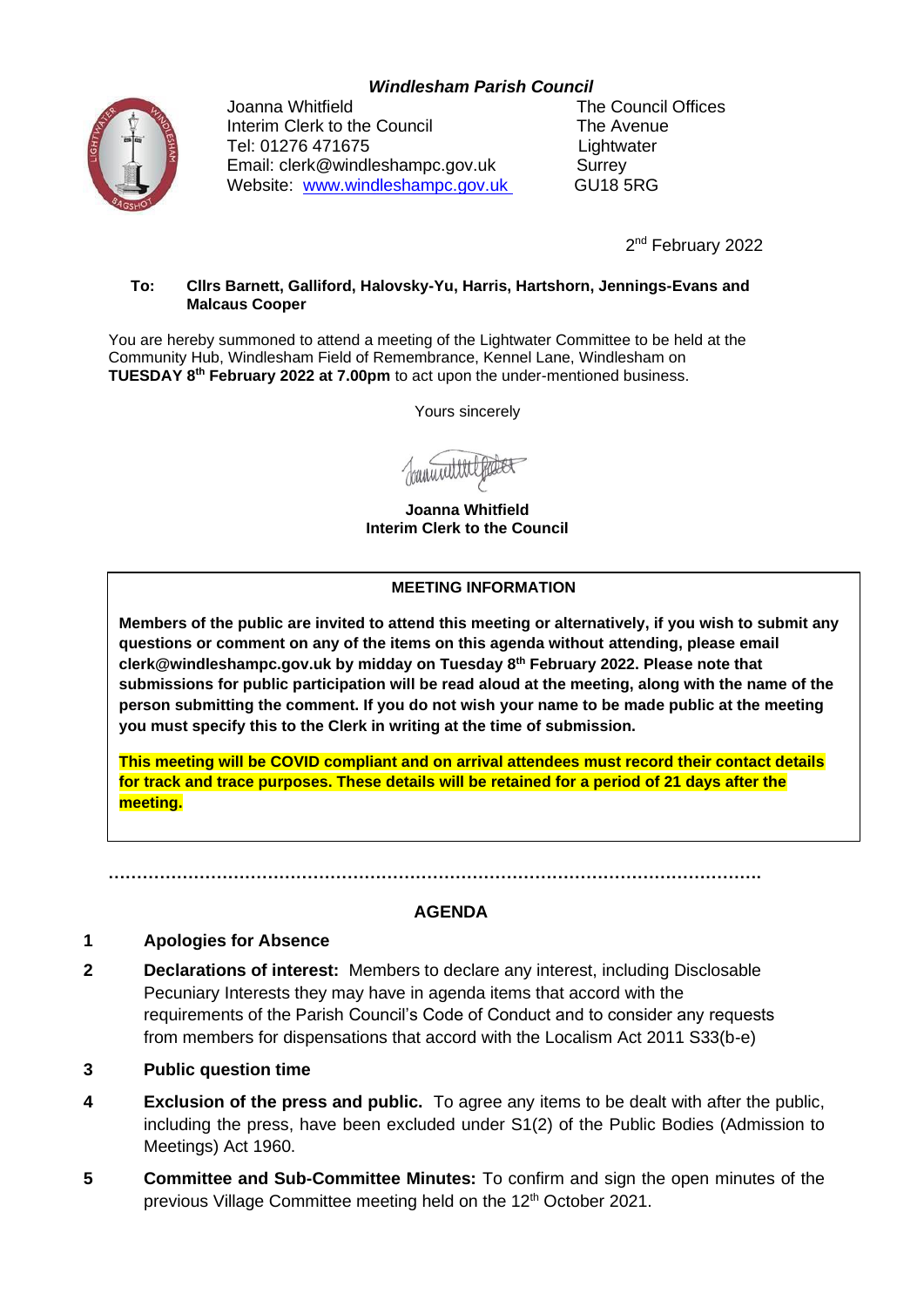***Windlesham Parish Council***

Joanna Whitfield
Interim Clerk to the Council
Tel: 01276 471675
Email: clerk@windleshampc.gov.uk
Website: [www.windleshampc.gov.uk](http://www.windleshampc.gov.uk)

The Council Offices
The Avenue
Lightwater
Surrey
GU18 5RG

2nd February 2022

**To: Cllrs Barnett, Galliford, Halovsky-Yu, Harris, Hartshorn, Jennings-Evans and Malcaus Cooper**

You are hereby summoned to attend a meeting of the Lightwater Committee to be held at the Community Hub, Windlesham Field of Remembrance, Kennel Lane, Windlesham on **TUESDAY 8th February 2022 at 7.00pm** to act upon the under-mentioned business.

Yours sincerely

**Joanna Whitfield**
**Interim Clerk to the Council**

---

**MEETING INFORMATION**

**Members of the public are invited to attend this meeting or alternatively, if you wish to submit any questions or comment on any of the items on this agenda without attending, please email clerk@windleshampc.gov.uk by midday on Tuesday 8th February 2022. Please note that submissions for public participation will be read aloud at the meeting, along with the name of the person submitting the comment. If you do not wish your name to be made public at the meeting you must specify this to the Clerk in writing at the time of submission.**

**This meeting will be COVID compliant and on arrival attendees must record their contact details for track and trace purposes. These details will be retained for a period of 21 days after the meeting.**

---

## AGENDA

**1 Apologies for Absence**

**2 Declarations of interest:** Members to declare any interest, including Disclosable Pecuniary Interests they may have in agenda items that accord with the requirements of the Parish Council's Code of Conduct and to consider any requests from members for dispensations that accord with the Localism Act 2011 S33(b-e)

**3 Public question time**

**4 Exclusion of the press and public.** To agree any items to be dealt with after the public, including the press, have been excluded under S1(2) of the Public Bodies (Admission to Meetings) Act 1960.

**5 Committee and Sub-Committee Minutes:** To confirm and sign the open minutes of the previous Village Committee meeting held on the 12th October 2021.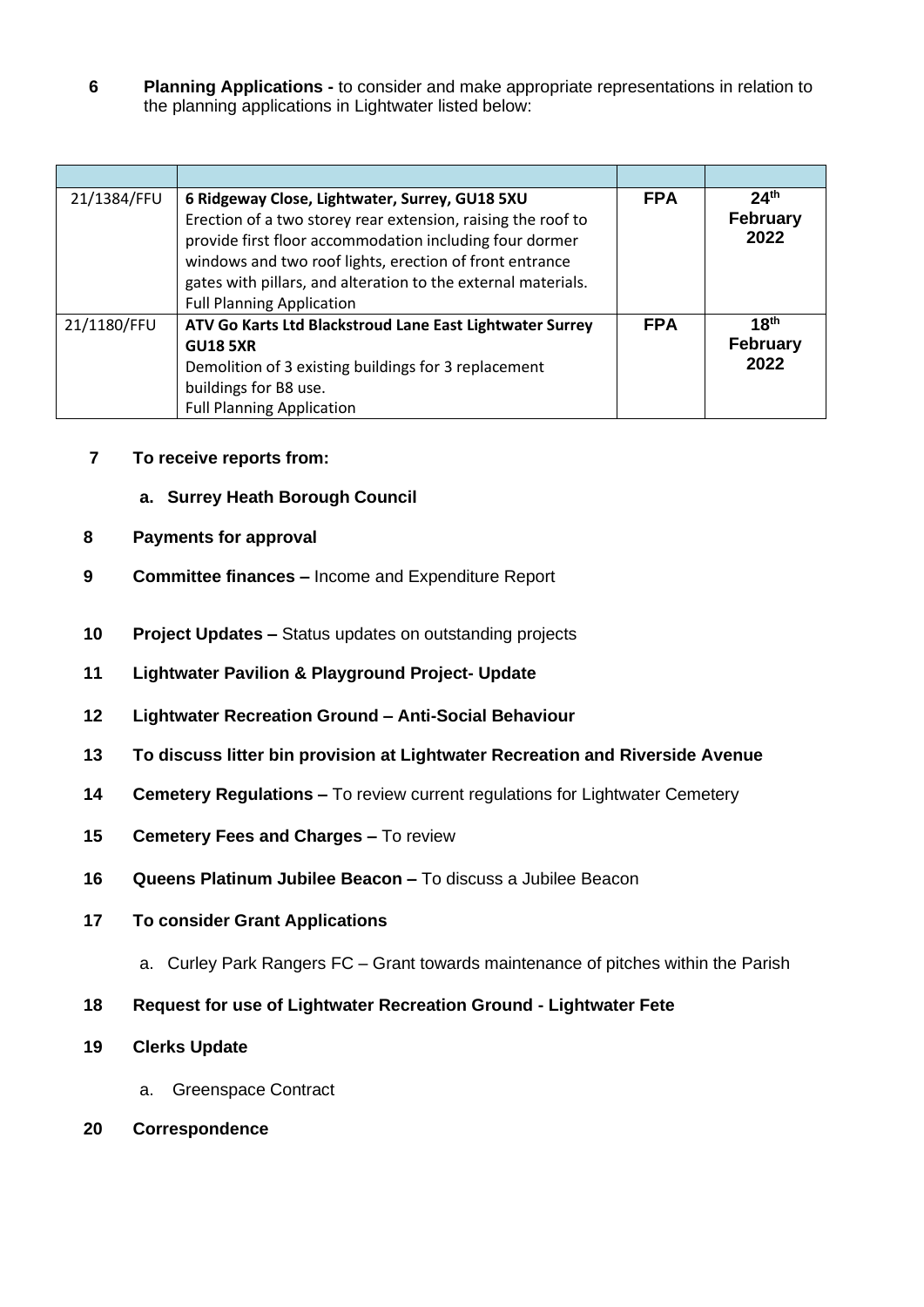**6** **Planning Applications -** to consider and make appropriate representations in relation to the planning applications in Lightwater listed below:

| | | | |
|---|---|---|---|
| 21/1384/FFU | **6 Ridgeway Close, Lightwater, Surrey, GU18 5XU**<br>Erection of a two storey rear extension, raising the roof to provide first floor accommodation including four dormer windows and two roof lights, erection of front entrance gates with pillars, and alteration to the external materials.<br>Full Planning Application | **FPA** | **24th February 2022** |
| 21/1180/FFU | **ATV Go Karts Ltd Blackstroud Lane East Lightwater Surrey GU18 5XR**<br>Demolition of 3 existing buildings for 3 replacement buildings for B8 use.<br>Full Planning Application | **FPA** | **18th February 2022** |

**7** **To receive reports from:**

   **a. Surrey Heath Borough Council**

**8** **Payments for approval**

**9** **Committee finances –** Income and Expenditure Report

**10** **Project Updates –** Status updates on outstanding projects

**11** **Lightwater Pavilion & Playground Project- Update**

**12** **Lightwater Recreation Ground – Anti-Social Behaviour**

**13** **To discuss litter bin provision at Lightwater Recreation and Riverside Avenue**

**14** **Cemetery Regulations –** To review current regulations for Lightwater Cemetery

**15** **Cemetery Fees and Charges –** To review

**16** **Queens Platinum Jubilee Beacon –** To discuss a Jubilee Beacon

**17** **To consider Grant Applications**

   a. Curley Park Rangers FC – Grant towards maintenance of pitches within the Parish

**18** **Request for use of Lightwater Recreation Ground - Lightwater Fete**

**19** **Clerks Update**

   a. Greenspace Contract

**20** **Correspondence**